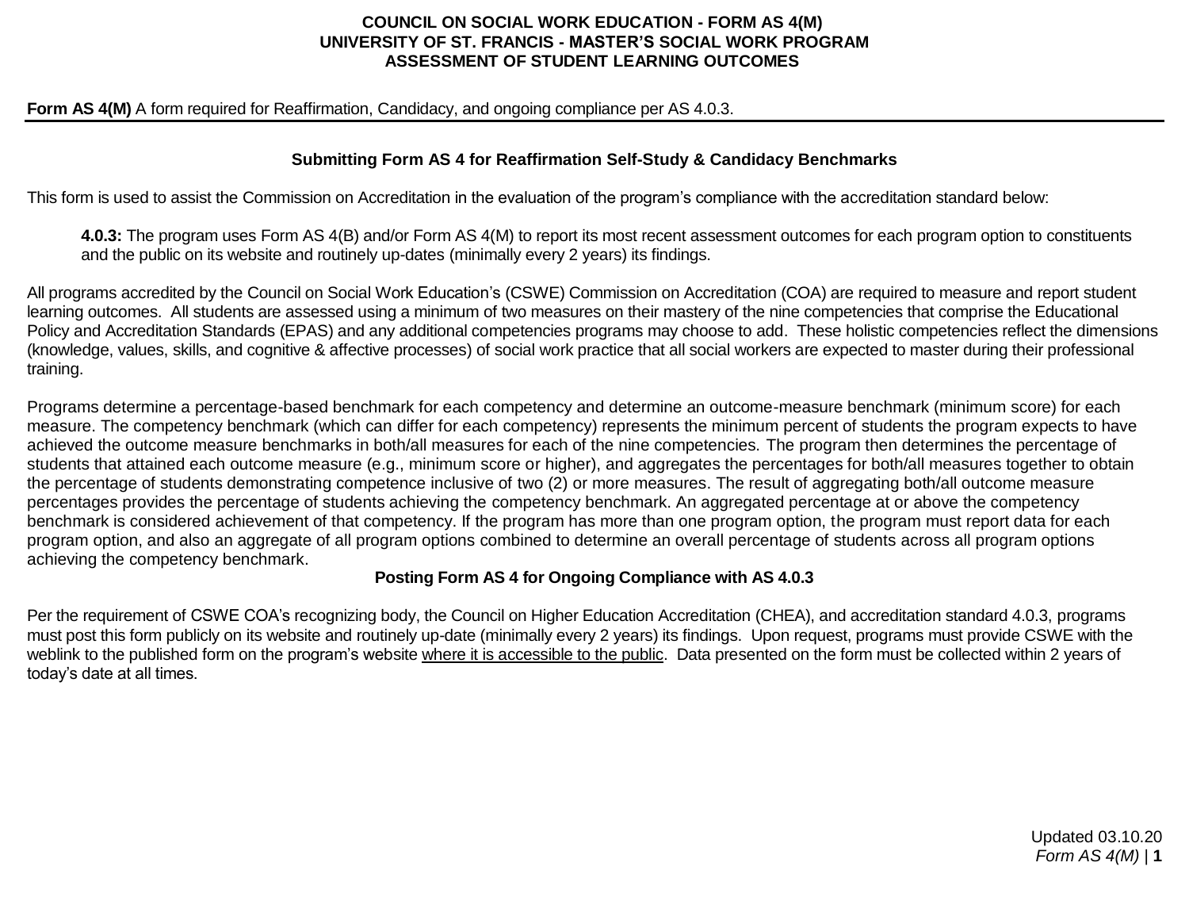# COUNCIL ON SOCIAL WORK EDUCATION - FORM AS 4(M)
# UNIVERSITY OF ST. FRANCIS - MASTER'S SOCIAL WORK PROGRAM
# ASSESSMENT OF STUDENT LEARNING OUTCOMES

**Form AS 4(M)** A form required for Reaffirmation, Candidacy, and ongoing compliance per AS 4.0.3.

## Submitting Form AS 4 for Reaffirmation Self-Study & Candidacy Benchmarks

This form is used to assist the Commission on Accreditation in the evaluation of the program's compliance with the accreditation standard below:

> **4.0.3:** The program uses Form AS 4(B) and/or Form AS 4(M) to report its most recent assessment outcomes for each program option to constituents and the public on its website and routinely up-dates (minimally every 2 years) its findings.

All programs accredited by the Council on Social Work Education's (CSWE) Commission on Accreditation (COA) are required to measure and report student learning outcomes. All students are assessed using a minimum of two measures on their mastery of the nine competencies that comprise the Educational Policy and Accreditation Standards (EPAS) and any additional competencies programs may choose to add. These holistic competencies reflect the dimensions (knowledge, values, skills, and cognitive & affective processes) of social work practice that all social workers are expected to master during their professional training.

Programs determine a percentage-based benchmark for each competency and determine an outcome-measure benchmark (minimum score) for each measure. The competency benchmark (which can differ for each competency) represents the minimum percent of students the program expects to have achieved the outcome measure benchmarks in both/all measures for each of the nine competencies. The program then determines the percentage of students that attained each outcome measure (e.g., minimum score or higher), and aggregates the percentages for both/all measures together to obtain the percentage of students demonstrating competence inclusive of two (2) or more measures. The result of aggregating both/all outcome measure percentages provides the percentage of students achieving the competency benchmark. An aggregated percentage at or above the competency benchmark is considered achievement of that competency. If the program has more than one program option, the program must report data for each program option, and also an aggregate of all program options combined to determine an overall percentage of students across all program options achieving the competency benchmark.

## Posting Form AS 4 for Ongoing Compliance with AS 4.0.3

Per the requirement of CSWE COA's recognizing body, the Council on Higher Education Accreditation (CHEA), and accreditation standard 4.0.3, programs must post this form publicly on its website and routinely up-date (minimally every 2 years) its findings. Upon request, programs must provide CSWE with the weblink to the published form on the program's website where it is accessible to the public. Data presented on the form must be collected within 2 years of today's date at all times.

Updated 03.10.20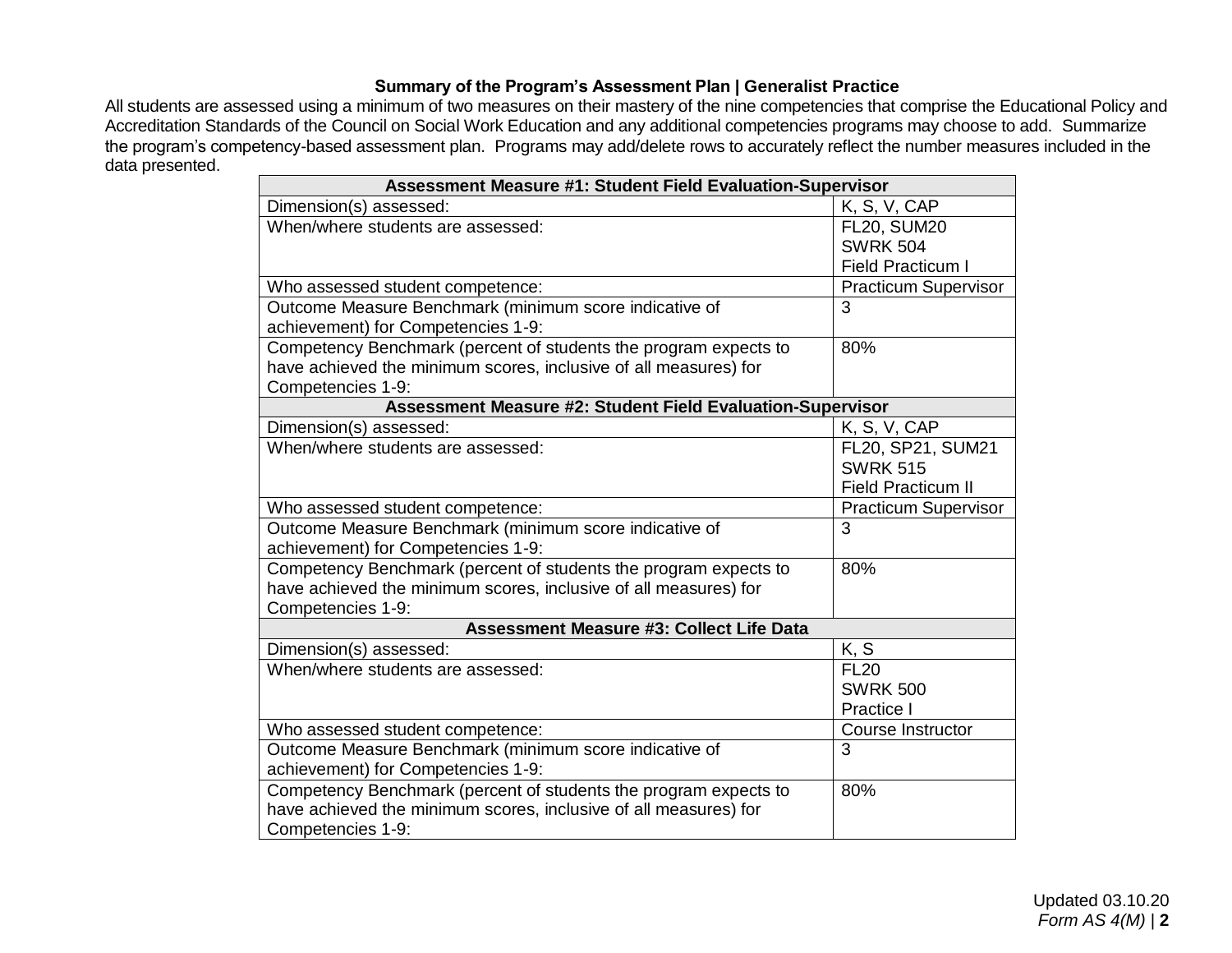**Summary of the Program's Assessment Plan | Generalist Practice**

All students are assessed using a minimum of two measures on their mastery of the nine competencies that comprise the Educational Policy and Accreditation Standards of the Council on Social Work Education and any additional competencies programs may choose to add. Summarize the program's competency-based assessment plan. Programs may add/delete rows to accurately reflect the number measures included in the data presented.

| **Assessment Measure #1: Student Field Evaluation-Supervisor** | |
|---|---|
| Dimension(s) assessed: | K, S, V, CAP |
| When/where students are assessed: | FL20, SUM20<br>SWRK 504<br>Field Practicum I |
| Who assessed student competence: | Practicum Supervisor |
| Outcome Measure Benchmark (minimum score indicative of achievement) for Competencies 1-9: | 3 |
| Competency Benchmark (percent of students the program expects to have achieved the minimum scores, inclusive of all measures) for Competencies 1-9: | 80% |
| **Assessment Measure #2: Student Field Evaluation-Supervisor** | |
| Dimension(s) assessed: | K, S, V, CAP |
| When/where students are assessed: | FL20, SP21, SUM21<br>SWRK 515<br>Field Practicum II |
| Who assessed student competence: | Practicum Supervisor |
| Outcome Measure Benchmark (minimum score indicative of achievement) for Competencies 1-9: | 3 |
| Competency Benchmark (percent of students the program expects to have achieved the minimum scores, inclusive of all measures) for Competencies 1-9: | 80% |
| **Assessment Measure #3: Collect Life Data** | |
| Dimension(s) assessed: | K, S |
| When/where students are assessed: | FL20<br>SWRK 500<br>Practice I |
| Who assessed student competence: | Course Instructor |
| Outcome Measure Benchmark (minimum score indicative of achievement) for Competencies 1-9: | 3 |
| Competency Benchmark (percent of students the program expects to have achieved the minimum scores, inclusive of all measures) for Competencies 1-9: | 80% |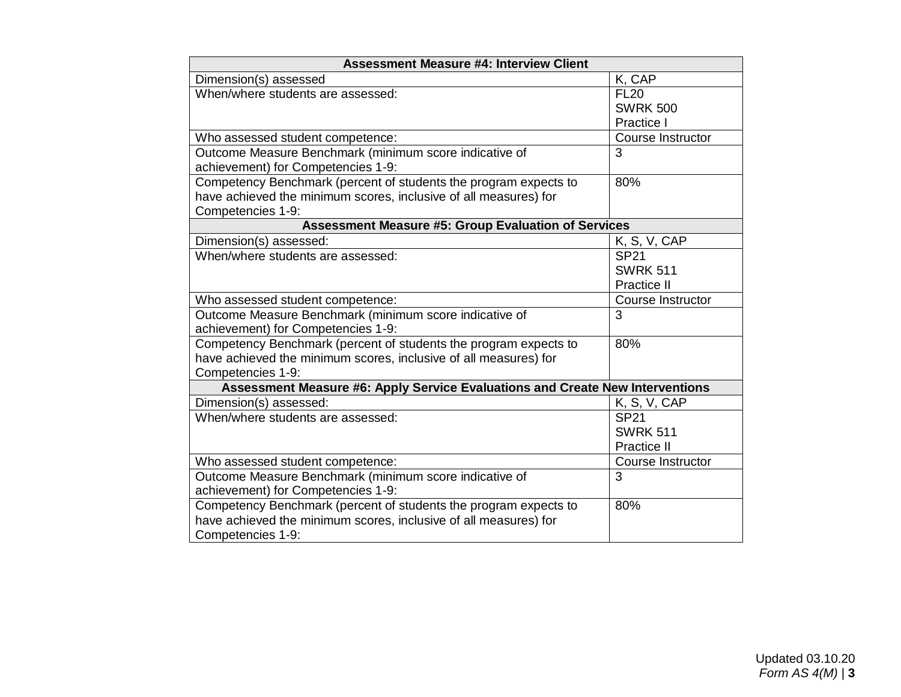| Assessment Measure #4: Interview Client | |
|---|---|
| Dimension(s) assessed | K, CAP |
| When/where students are assessed: | FL20<br>SWRK 500<br>Practice I |
| Who assessed student competence: | Course Instructor |
| Outcome Measure Benchmark (minimum score indicative of achievement) for Competencies 1-9: | 3 |
| Competency Benchmark (percent of students the program expects to have achieved the minimum scores, inclusive of all measures) for Competencies 1-9: | 80% |
| **Assessment Measure #5: Group Evaluation of Services** | |
| Dimension(s) assessed: | K, S, V, CAP |
| When/where students are assessed: | SP21<br>SWRK 511<br>Practice II |
| Who assessed student competence: | Course Instructor |
| Outcome Measure Benchmark (minimum score indicative of achievement) for Competencies 1-9: | 3 |
| Competency Benchmark (percent of students the program expects to have achieved the minimum scores, inclusive of all measures) for Competencies 1-9: | 80% |
| **Assessment Measure #6: Apply Service Evaluations and Create New Interventions** | |
| Dimension(s) assessed: | K, S, V, CAP |
| When/where students are assessed: | SP21<br>SWRK 511<br>Practice II |
| Who assessed student competence: | Course Instructor |
| Outcome Measure Benchmark (minimum score indicative of achievement) for Competencies 1-9: | 3 |
| Competency Benchmark (percent of students the program expects to have achieved the minimum scores, inclusive of all measures) for Competencies 1-9: | 80% |

Updated 03.10.20
*Form AS 4(M)*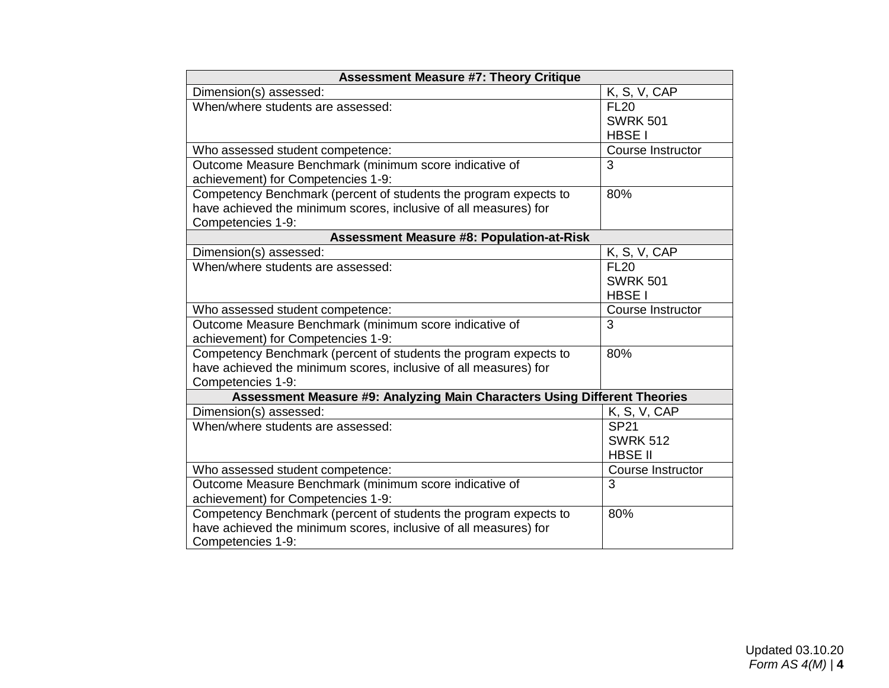| Assessment Measure #7: Theory Critique | |
|---|---|
| Dimension(s) assessed: | K, S, V, CAP |
| When/where students are assessed: | FL20<br>SWRK 501<br>HBSE I |
| Who assessed student competence: | Course Instructor |
| Outcome Measure Benchmark (minimum score indicative of achievement) for Competencies 1-9: | 3 |
| Competency Benchmark (percent of students the program expects to have achieved the minimum scores, inclusive of all measures) for Competencies 1-9: | 80% |
| **Assessment Measure #8: Population-at-Risk** | |
| Dimension(s) assessed: | K, S, V, CAP |
| When/where students are assessed: | FL20<br>SWRK 501<br>HBSE I |
| Who assessed student competence: | Course Instructor |
| Outcome Measure Benchmark (minimum score indicative of achievement) for Competencies 1-9: | 3 |
| Competency Benchmark (percent of students the program expects to have achieved the minimum scores, inclusive of all measures) for Competencies 1-9: | 80% |
| **Assessment Measure #9: Analyzing Main Characters Using Different Theories** | |
| Dimension(s) assessed: | K, S, V, CAP |
| When/where students are assessed: | SP21<br>SWRK 512<br>HBSE II |
| Who assessed student competence: | Course Instructor |
| Outcome Measure Benchmark (minimum score indicative of achievement) for Competencies 1-9: | 3 |
| Competency Benchmark (percent of students the program expects to have achieved the minimum scores, inclusive of all measures) for Competencies 1-9: | 80% |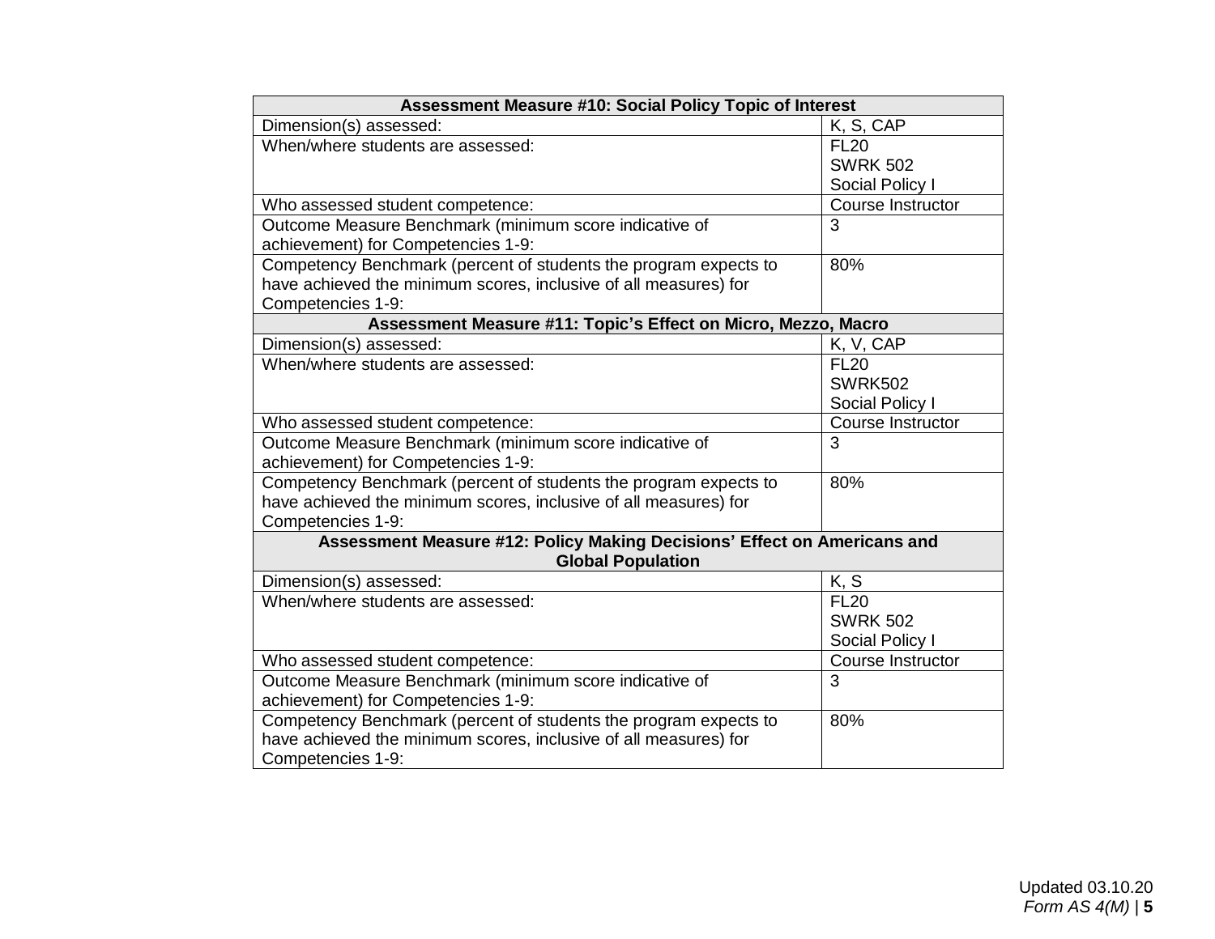| Assessment Measure #10: Social Policy Topic of Interest | |
|---|---|
| Dimension(s) assessed: | K, S, CAP |
| When/where students are assessed: | FL20<br>SWRK 502<br>Social Policy I |
| Who assessed student competence: | Course Instructor |
| Outcome Measure Benchmark (minimum score indicative of achievement) for Competencies 1-9: | 3 |
| Competency Benchmark (percent of students the program expects to have achieved the minimum scores, inclusive of all measures) for Competencies 1-9: | 80% |

| Assessment Measure #11: Topic's Effect on Micro, Mezzo, Macro | |
|---|---|
| Dimension(s) assessed: | K, V, CAP |
| When/where students are assessed: | FL20<br>SWRK502<br>Social Policy I |
| Who assessed student competence: | Course Instructor |
| Outcome Measure Benchmark (minimum score indicative of achievement) for Competencies 1-9: | 3 |
| Competency Benchmark (percent of students the program expects to have achieved the minimum scores, inclusive of all measures) for Competencies 1-9: | 80% |

| Assessment Measure #12: Policy Making Decisions' Effect on Americans and Global Population | |
|---|---|
| Dimension(s) assessed: | K, S |
| When/where students are assessed: | FL20<br>SWRK 502<br>Social Policy I |
| Who assessed student competence: | Course Instructor |
| Outcome Measure Benchmark (minimum score indicative of achievement) for Competencies 1-9: | 3 |
| Competency Benchmark (percent of students the program expects to have achieved the minimum scores, inclusive of all measures) for Competencies 1-9: | 80% |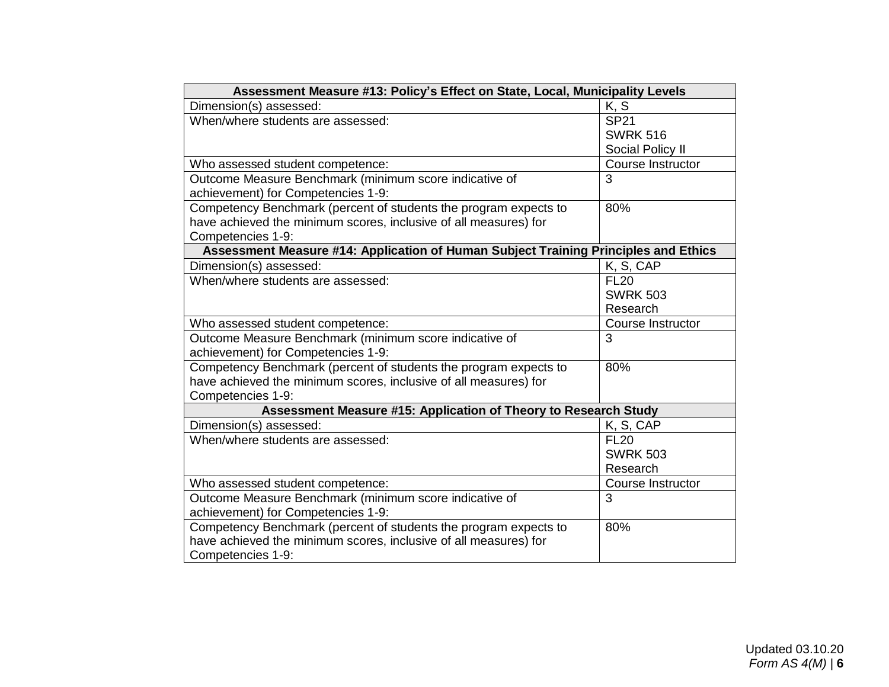| Assessment Measure #13: Policy's Effect on State, Local, Municipality Levels | |
|---|---|
| Dimension(s) assessed: | K, S |
| When/where students are assessed: | SP21<br>SWRK 516<br>Social Policy II |
| Who assessed student competence: | Course Instructor |
| Outcome Measure Benchmark (minimum score indicative of achievement) for Competencies 1-9: | 3 |
| Competency Benchmark (percent of students the program expects to have achieved the minimum scores, inclusive of all measures) for Competencies 1-9: | 80% |
| **Assessment Measure #14: Application of Human Subject Training Principles and Ethics** | |
| Dimension(s) assessed: | K, S, CAP |
| When/where students are assessed: | FL20<br>SWRK 503<br>Research |
| Who assessed student competence: | Course Instructor |
| Outcome Measure Benchmark (minimum score indicative of achievement) for Competencies 1-9: | 3 |
| Competency Benchmark (percent of students the program expects to have achieved the minimum scores, inclusive of all measures) for Competencies 1-9: | 80% |
| **Assessment Measure #15: Application of Theory to Research Study** | |
| Dimension(s) assessed: | K, S, CAP |
| When/where students are assessed: | FL20<br>SWRK 503<br>Research |
| Who assessed student competence: | Course Instructor |
| Outcome Measure Benchmark (minimum score indicative of achievement) for Competencies 1-9: | 3 |
| Competency Benchmark (percent of students the program expects to have achieved the minimum scores, inclusive of all measures) for Competencies 1-9: | 80% |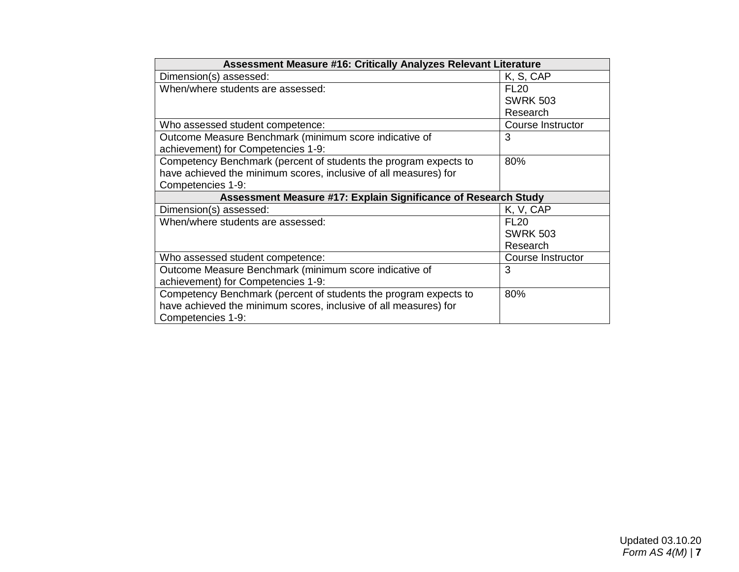| Assessment Measure #16: Critically Analyzes Relevant Literature | |
|---|---|
| Dimension(s) assessed: | K, S, CAP |
| When/where students are assessed: | FL20<br>SWRK 503<br>Research |
| Who assessed student competence: | Course Instructor |
| Outcome Measure Benchmark (minimum score indicative of achievement) for Competencies 1-9: | 3 |
| Competency Benchmark (percent of students the program expects to have achieved the minimum scores, inclusive of all measures) for Competencies 1-9: | 80% |
| **Assessment Measure #17: Explain Significance of Research Study** | |
| Dimension(s) assessed: | K, V, CAP |
| When/where students are assessed: | FL20<br>SWRK 503<br>Research |
| Who assessed student competence: | Course Instructor |
| Outcome Measure Benchmark (minimum score indicative of achievement) for Competencies 1-9: | 3 |
| Competency Benchmark (percent of students the program expects to have achieved the minimum scores, inclusive of all measures) for Competencies 1-9: | 80% |

Updated 03.10.20
*Form AS 4(M)*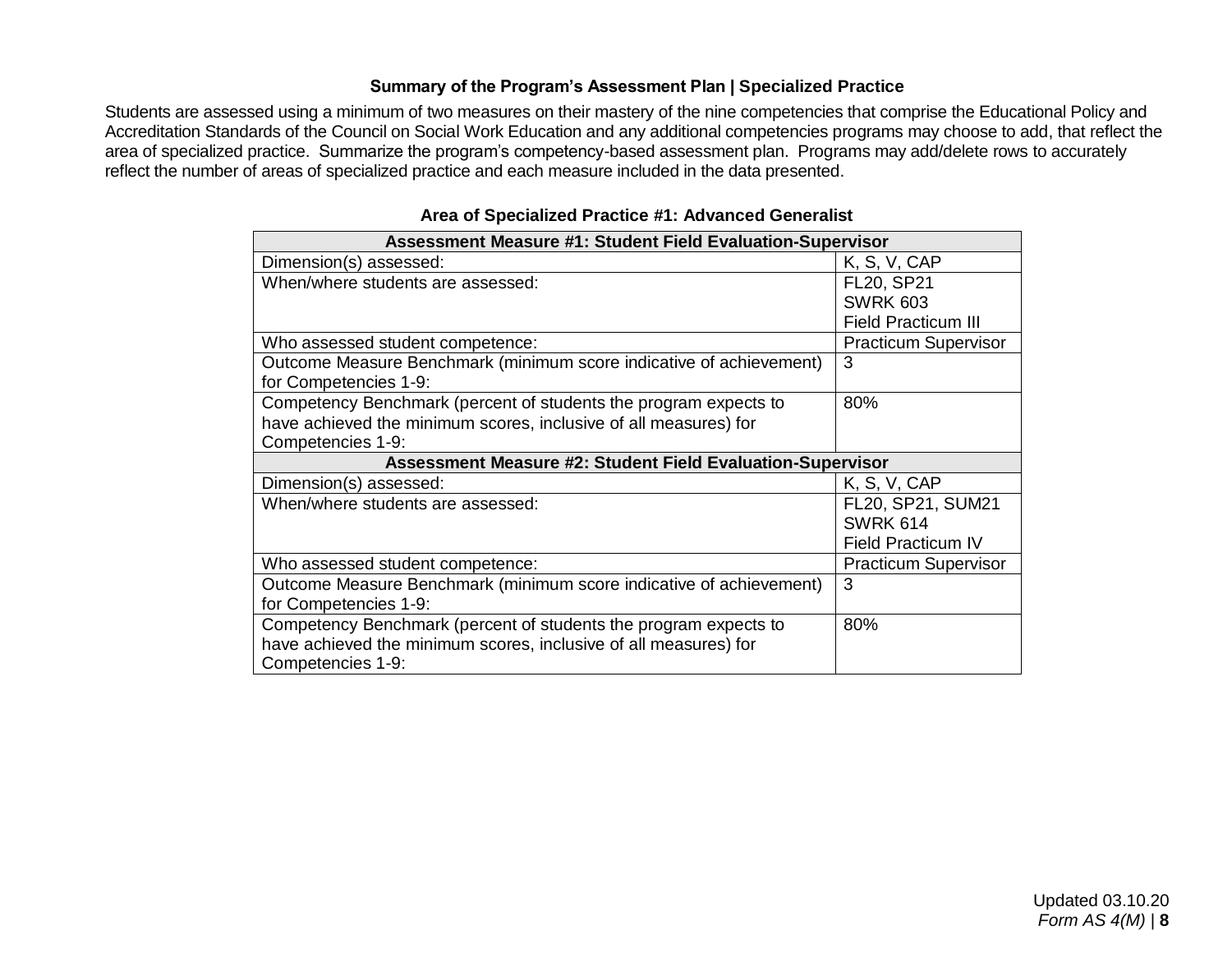### Summary of the Program's Assessment Plan | Specialized Practice

Students are assessed using a minimum of two measures on their mastery of the nine competencies that comprise the Educational Policy and Accreditation Standards of the Council on Social Work Education and any additional competencies programs may choose to add, that reflect the area of specialized practice. Summarize the program's competency-based assessment plan. Programs may add/delete rows to accurately reflect the number of areas of specialized practice and each measure included in the data presented.

#### Area of Specialized Practice #1: Advanced Generalist

| **Assessment Measure #1: Student Field Evaluation-Supervisor** | |
|---|---|
| Dimension(s) assessed: | K, S, V, CAP |
| When/where students are assessed: | FL20, SP21<br>SWRK 603<br>Field Practicum III |
| Who assessed student competence: | Practicum Supervisor |
| Outcome Measure Benchmark (minimum score indicative of achievement) for Competencies 1-9: | 3 |
| Competency Benchmark (percent of students the program expects to have achieved the minimum scores, inclusive of all measures) for Competencies 1-9: | 80% |
| **Assessment Measure #2: Student Field Evaluation-Supervisor** | |
| Dimension(s) assessed: | K, S, V, CAP |
| When/where students are assessed: | FL20, SP21, SUM21<br>SWRK 614<br>Field Practicum IV |
| Who assessed student competence: | Practicum Supervisor |
| Outcome Measure Benchmark (minimum score indicative of achievement) for Competencies 1-9: | 3 |
| Competency Benchmark (percent of students the program expects to have achieved the minimum scores, inclusive of all measures) for Competencies 1-9: | 80% |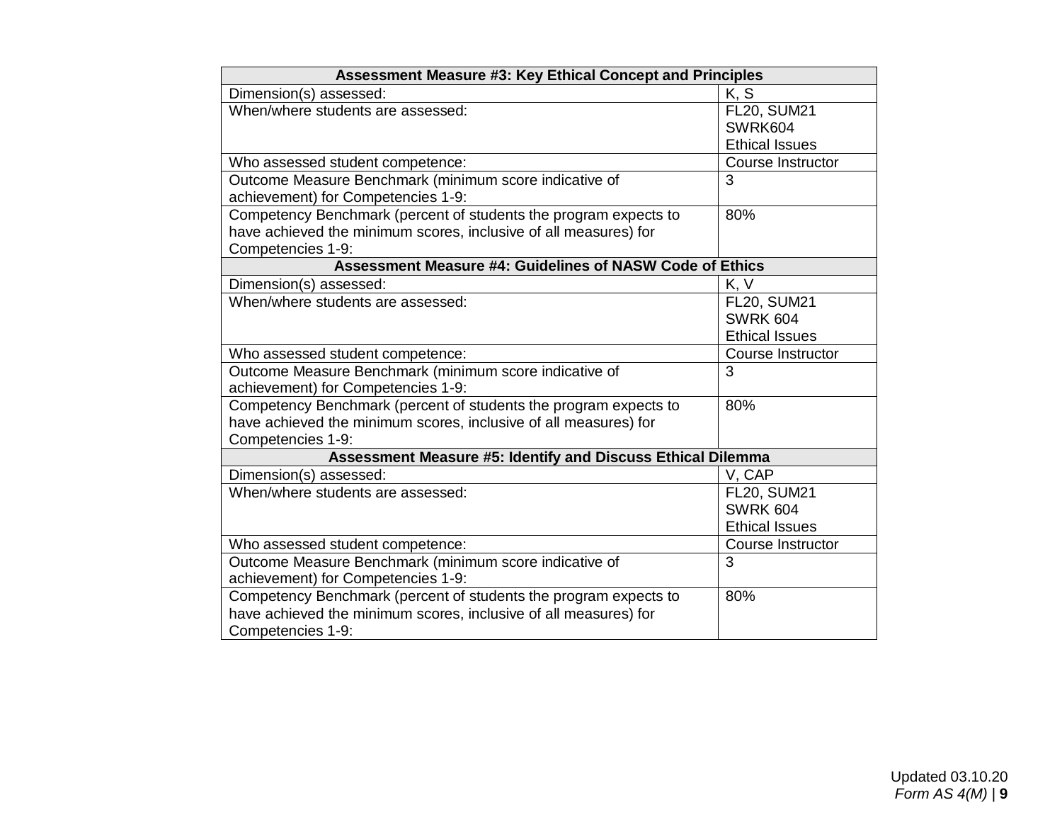| Assessment Measure #3: Key Ethical Concept and Principles | |
|---|---|
| Dimension(s) assessed: | K, S |
| When/where students are assessed: | FL20, SUM21<br>SWRK604<br>Ethical Issues |
| Who assessed student competence: | Course Instructor |
| Outcome Measure Benchmark (minimum score indicative of achievement) for Competencies 1-9: | 3 |
| Competency Benchmark (percent of students the program expects to have achieved the minimum scores, inclusive of all measures) for Competencies 1-9: | 80% |
| **Assessment Measure #4: Guidelines of NASW Code of Ethics** | |
| Dimension(s) assessed: | K, V |
| When/where students are assessed: | FL20, SUM21<br>SWRK 604<br>Ethical Issues |
| Who assessed student competence: | Course Instructor |
| Outcome Measure Benchmark (minimum score indicative of achievement) for Competencies 1-9: | 3 |
| Competency Benchmark (percent of students the program expects to have achieved the minimum scores, inclusive of all measures) for Competencies 1-9: | 80% |
| **Assessment Measure #5: Identify and Discuss Ethical Dilemma** | |
| Dimension(s) assessed: | V, CAP |
| When/where students are assessed: | FL20, SUM21<br>SWRK 604<br>Ethical Issues |
| Who assessed student competence: | Course Instructor |
| Outcome Measure Benchmark (minimum score indicative of achievement) for Competencies 1-9: | 3 |
| Competency Benchmark (percent of students the program expects to have achieved the minimum scores, inclusive of all measures) for Competencies 1-9: | 80% |

Updated 03.10.20
*Form AS 4(M)*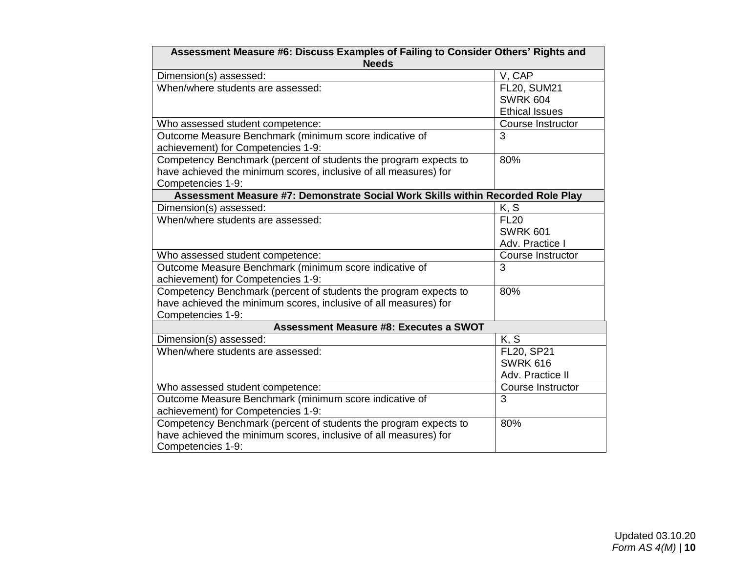| Assessment Measure #6: Discuss Examples of Failing to Consider Others' Rights and Needs | |
|---|---|
| Dimension(s) assessed: | V, CAP |
| When/where students are assessed: | FL20, SUM21<br>SWRK 604<br>Ethical Issues |
| Who assessed student competence: | Course Instructor |
| Outcome Measure Benchmark (minimum score indicative of achievement) for Competencies 1-9: | 3 |
| Competency Benchmark (percent of students the program expects to have achieved the minimum scores, inclusive of all measures) for Competencies 1-9: | 80% |
| **Assessment Measure #7: Demonstrate Social Work Skills within Recorded Role Play** | |
| Dimension(s) assessed: | K, S |
| When/where students are assessed: | FL20<br>SWRK 601<br>Adv. Practice I |
| Who assessed student competence: | Course Instructor |
| Outcome Measure Benchmark (minimum score indicative of achievement) for Competencies 1-9: | 3 |
| Competency Benchmark (percent of students the program expects to have achieved the minimum scores, inclusive of all measures) for Competencies 1-9: | 80% |
| **Assessment Measure #8: Executes a SWOT** | |
| Dimension(s) assessed: | K, S |
| When/where students are assessed: | FL20, SP21<br>SWRK 616<br>Adv. Practice II |
| Who assessed student competence: | Course Instructor |
| Outcome Measure Benchmark (minimum score indicative of achievement) for Competencies 1-9: | 3 |
| Competency Benchmark (percent of students the program expects to have achieved the minimum scores, inclusive of all measures) for Competencies 1-9: | 80% |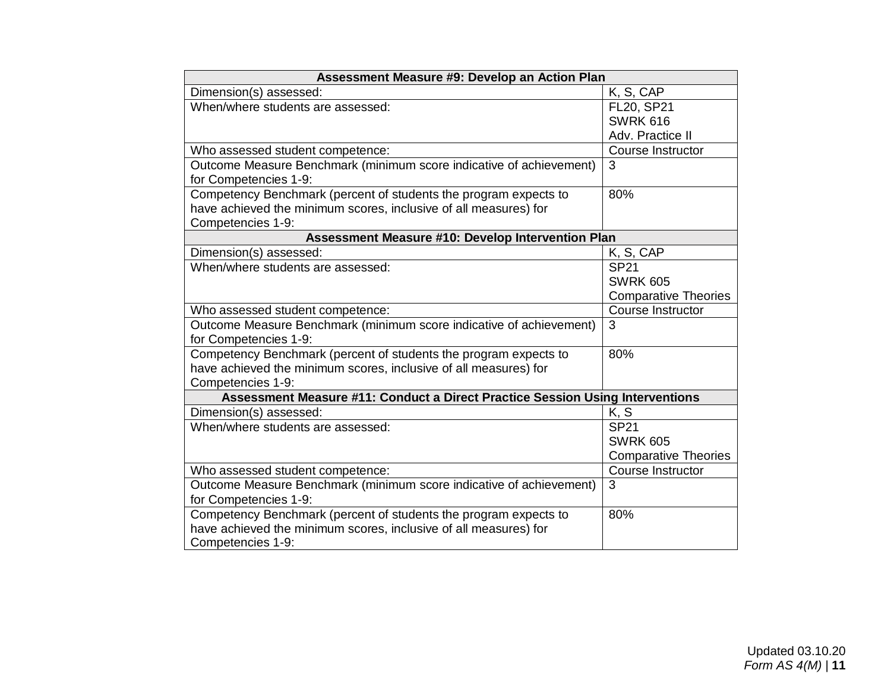| Assessment Measure #9: Develop an Action Plan | |
|---|---|
| Dimension(s) assessed: | K, S, CAP |
| When/where students are assessed: | FL20, SP21<br>SWRK 616<br>Adv. Practice II |
| Who assessed student competence: | Course Instructor |
| Outcome Measure Benchmark (minimum score indicative of achievement) for Competencies 1-9: | 3 |
| Competency Benchmark (percent of students the program expects to have achieved the minimum scores, inclusive of all measures) for Competencies 1-9: | 80% |
| **Assessment Measure #10: Develop Intervention Plan** | |
| Dimension(s) assessed: | K, S, CAP |
| When/where students are assessed: | SP21<br>SWRK 605<br>Comparative Theories |
| Who assessed student competence: | Course Instructor |
| Outcome Measure Benchmark (minimum score indicative of achievement) for Competencies 1-9: | 3 |
| Competency Benchmark (percent of students the program expects to have achieved the minimum scores, inclusive of all measures) for Competencies 1-9: | 80% |
| **Assessment Measure #11: Conduct a Direct Practice Session Using Interventions** | |
| Dimension(s) assessed: | K, S |
| When/where students are assessed: | SP21<br>SWRK 605<br>Comparative Theories |
| Who assessed student competence: | Course Instructor |
| Outcome Measure Benchmark (minimum score indicative of achievement) for Competencies 1-9: | 3 |
| Competency Benchmark (percent of students the program expects to have achieved the minimum scores, inclusive of all measures) for Competencies 1-9: | 80% |

Updated 03.10.20
*Form AS 4(M)*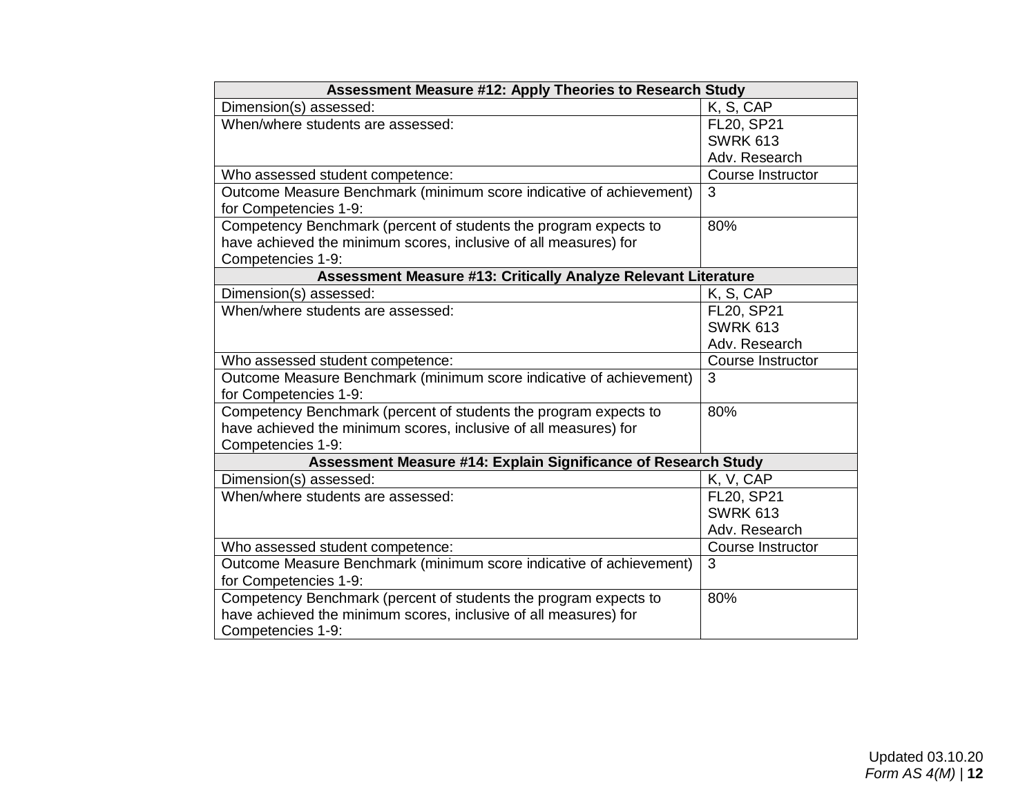| Assessment Measure #12: Apply Theories to Research Study | |
|---|---|
| Dimension(s) assessed: | K, S, CAP |
| When/where students are assessed: | FL20, SP21<br>SWRK 613<br>Adv. Research |
| Who assessed student competence: | Course Instructor |
| Outcome Measure Benchmark (minimum score indicative of achievement) for Competencies 1-9: | 3 |
| Competency Benchmark (percent of students the program expects to have achieved the minimum scores, inclusive of all measures) for Competencies 1-9: | 80% |
| **Assessment Measure #13: Critically Analyze Relevant Literature** | |
| Dimension(s) assessed: | K, S, CAP |
| When/where students are assessed: | FL20, SP21<br>SWRK 613<br>Adv. Research |
| Who assessed student competence: | Course Instructor |
| Outcome Measure Benchmark (minimum score indicative of achievement) for Competencies 1-9: | 3 |
| Competency Benchmark (percent of students the program expects to have achieved the minimum scores, inclusive of all measures) for Competencies 1-9: | 80% |
| **Assessment Measure #14: Explain Significance of Research Study** | |
| Dimension(s) assessed: | K, V, CAP |
| When/where students are assessed: | FL20, SP21<br>SWRK 613<br>Adv. Research |
| Who assessed student competence: | Course Instructor |
| Outcome Measure Benchmark (minimum score indicative of achievement) for Competencies 1-9: | 3 |
| Competency Benchmark (percent of students the program expects to have achieved the minimum scores, inclusive of all measures) for Competencies 1-9: | 80% |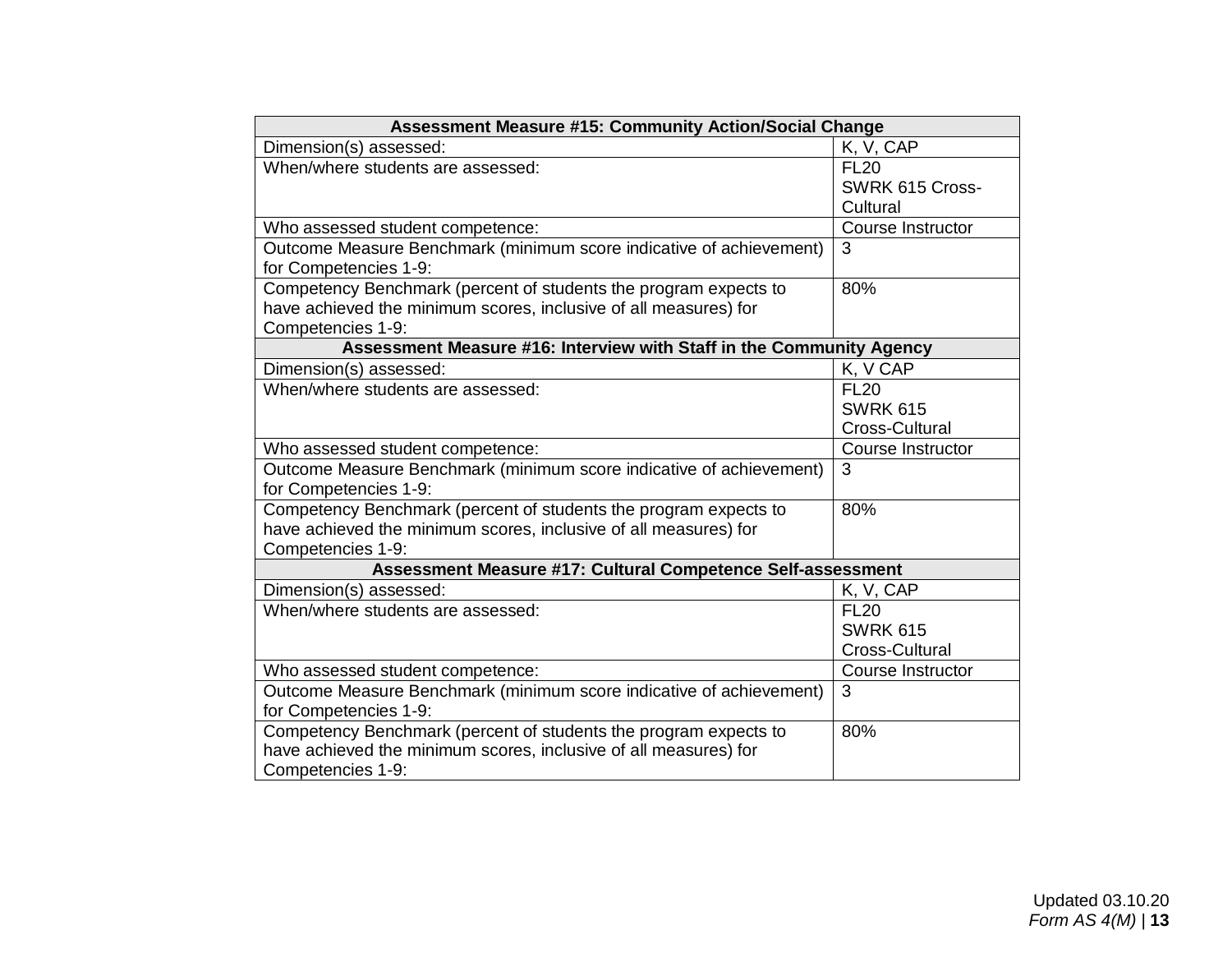| Assessment Measure #15: Community Action/Social Change | |
|---|---|
| Dimension(s) assessed: | K, V, CAP |
| When/where students are assessed: | FL20<br>SWRK 615 Cross-Cultural |
| Who assessed student competence: | Course Instructor |
| Outcome Measure Benchmark (minimum score indicative of achievement) for Competencies 1-9: | 3 |
| Competency Benchmark (percent of students the program expects to have achieved the minimum scores, inclusive of all measures) for Competencies 1-9: | 80% |
| **Assessment Measure #16: Interview with Staff in the Community Agency** | |
| Dimension(s) assessed: | K, V CAP |
| When/where students are assessed: | FL20<br>SWRK 615<br>Cross-Cultural |
| Who assessed student competence: | Course Instructor |
| Outcome Measure Benchmark (minimum score indicative of achievement) for Competencies 1-9: | 3 |
| Competency Benchmark (percent of students the program expects to have achieved the minimum scores, inclusive of all measures) for Competencies 1-9: | 80% |
| **Assessment Measure #17: Cultural Competence Self-assessment** | |
| Dimension(s) assessed: | K, V, CAP |
| When/where students are assessed: | FL20<br>SWRK 615<br>Cross-Cultural |
| Who assessed student competence: | Course Instructor |
| Outcome Measure Benchmark (minimum score indicative of achievement) for Competencies 1-9: | 3 |
| Competency Benchmark (percent of students the program expects to have achieved the minimum scores, inclusive of all measures) for Competencies 1-9: | 80% |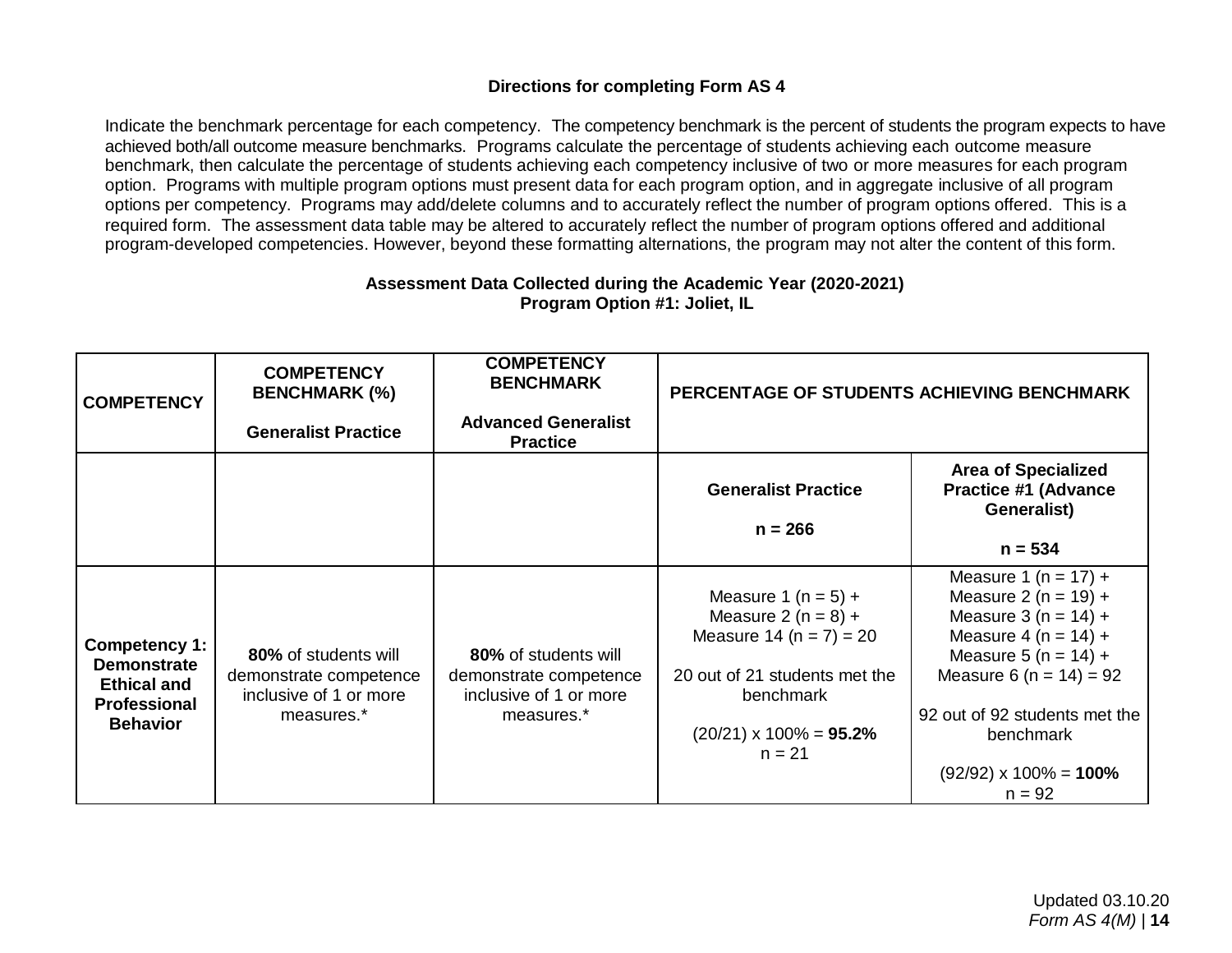**Directions for completing Form AS 4**

Indicate the benchmark percentage for each competency. The competency benchmark is the percent of students the program expects to have achieved both/all outcome measure benchmarks. Programs calculate the percentage of students achieving each outcome measure benchmark, then calculate the percentage of students achieving each competency inclusive of two or more measures for each program option. Programs with multiple program options must present data for each program option, and in aggregate inclusive of all program options per competency. Programs may add/delete columns and to accurately reflect the number of program options offered. This is a required form. The assessment data table may be altered to accurately reflect the number of program options offered and additional program-developed competencies. However, beyond these formatting alternations, the program may not alter the content of this form.

**Assessment Data Collected during the Academic Year (2020-2021)**
**Program Option #1: Joliet, IL**

| **COMPETENCY** | **COMPETENCY BENCHMARK (%)** <br><br> **Generalist Practice** | **COMPETENCY BENCHMARK** <br><br> **Advanced Generalist Practice** | **PERCENTAGE OF STUDENTS ACHIEVING BENCHMARK** | |
|---|---|---|---|---|
| | | | **Generalist Practice** <br><br> **n = 266** | **Area of Specialized Practice #1 (Advance Generalist)** <br><br> **n = 534** |
| **Competency 1: Demonstrate Ethical and Professional Behavior** | **80%** of students will demonstrate competence inclusive of 1 or more measures.* | **80%** of students will demonstrate competence inclusive of 1 or more measures.* | Measure 1 (n = 5) + <br> Measure 2 (n = 8) + <br> Measure 14 (n = 7) = 20 <br><br> 20 out of 21 students met the benchmark <br><br> (20/21) x 100% = **95.2%** <br> n = 21 | Measure 1 (n = 17) + <br> Measure 2 (n = 19) + <br> Measure 3 (n = 14) + <br> Measure 4 (n = 14) + <br> Measure 5 (n = 14) + <br> Measure 6 (n = 14) = 92 <br><br> 92 out of 92 students met the benchmark <br><br> (92/92) x 100% = **100%** <br> n = 92 |

Updated 03.10.20
*Form AS 4(M)*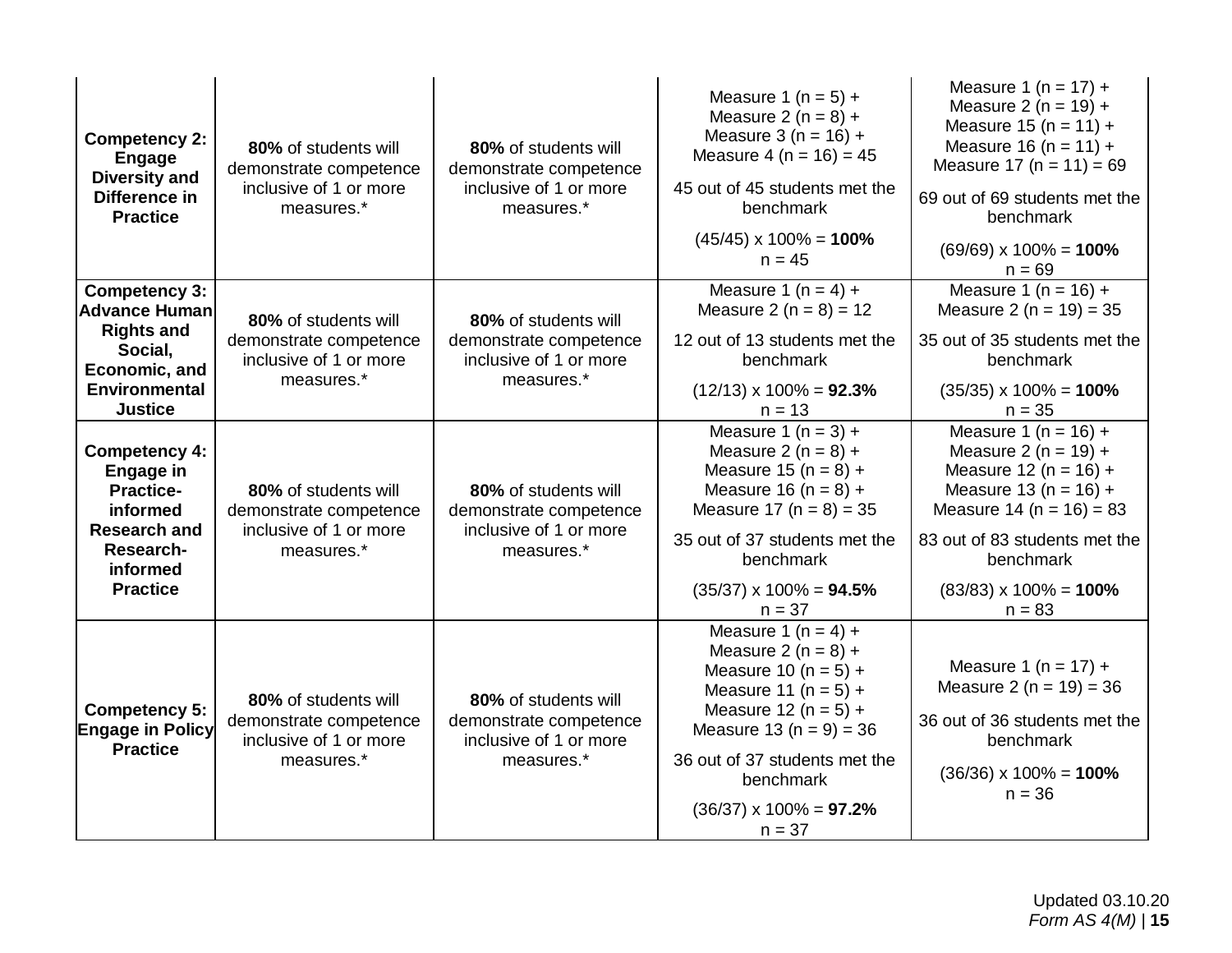| | | | | |
|---|---|---|---|---|
| **Competency 2: Engage Diversity and Difference in Practice** | **80%** of students will demonstrate competence inclusive of 1 or more measures.* | **80%** of students will demonstrate competence inclusive of 1 or more measures.* | Measure 1 (n = 5) + Measure 2 (n = 8) + Measure 3 (n = 16) + Measure 4 (n = 16) = 45<br><br>45 out of 45 students met the benchmark<br><br>(45/45) x 100% = **100%**<br>n = 45 | Measure 1 (n = 17) + Measure 2 (n = 19) + Measure 15 (n = 11) + Measure 16 (n = 11) + Measure 17 (n = 11) = 69<br><br>69 out of 69 students met the benchmark<br><br>(69/69) x 100% = **100%**<br>n = 69 |
| **Competency 3: Advance Human Rights and Social, Economic, and Environmental Justice** | **80%** of students will demonstrate competence inclusive of 1 or more measures.* | **80%** of students will demonstrate competence inclusive of 1 or more measures.* | Measure 1 (n = 4) + Measure 2 (n = 8) = 12<br><br>12 out of 13 students met the benchmark<br><br>(12/13) x 100% = **92.3%**<br>n = 13 | Measure 1 (n = 16) + Measure 2 (n = 19) = 35<br><br>35 out of 35 students met the benchmark<br><br>(35/35) x 100% = **100%**<br>n = 35 |
| **Competency 4: Engage in Practice-informed Research and Research-informed Practice** | **80%** of students will demonstrate competence inclusive of 1 or more measures.* | **80%** of students will demonstrate competence inclusive of 1 or more measures.* | Measure 1 (n = 3) + Measure 2 (n = 8) + Measure 15 (n = 8) + Measure 16 (n = 8) + Measure 17 (n = 8) = 35<br><br>35 out of 37 students met the benchmark<br><br>(35/37) x 100% = **94.5%**<br>n = 37 | Measure 1 (n = 16) + Measure 2 (n = 19) + Measure 12 (n = 16) + Measure 13 (n = 16) + Measure 14 (n = 16) = 83<br><br>83 out of 83 students met the benchmark<br><br>(83/83) x 100% = **100%**<br>n = 83 |
| **Competency 5: Engage in Policy Practice** | **80%** of students will demonstrate competence inclusive of 1 or more measures.* | **80%** of students will demonstrate competence inclusive of 1 or more measures.* | Measure 1 (n = 4) + Measure 2 (n = 8) + Measure 10 (n = 5) + Measure 11 (n = 5) + Measure 12 (n = 5) + Measure 13 (n = 9) = 36<br><br>36 out of 37 students met the benchmark<br><br>(36/37) x 100% = **97.2%**<br>n = 37 | Measure 1 (n = 17) + Measure 2 (n = 19) = 36<br><br>36 out of 36 students met the benchmark<br><br>(36/36) x 100% = **100%**<br>n = 36 |

Updated 03.10.20
*Form AS 4(M)*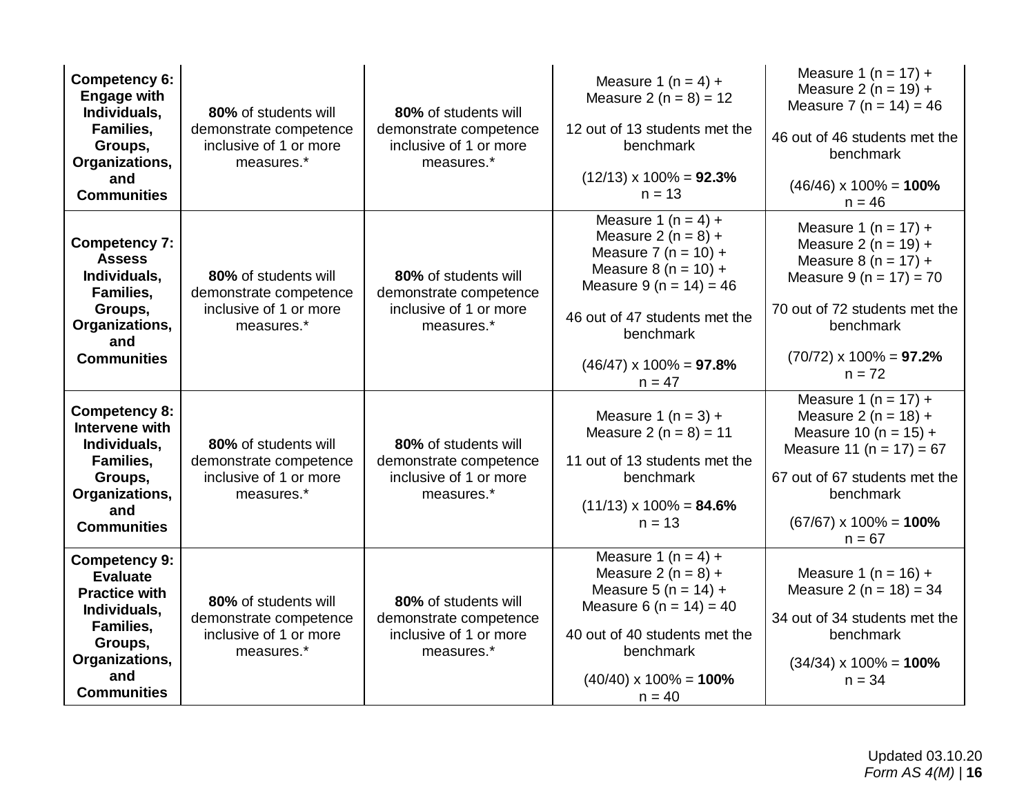| | | | | |
|---|---|---|---|---|
| **Competency 6: Engage with Individuals, Families, Groups, Organizations, and Communities** | **80%** of students will demonstrate competence inclusive of 1 or more measures.* | **80%** of students will demonstrate competence inclusive of 1 or more measures.* | Measure 1 (n = 4) + Measure 2 (n = 8) = 12<br><br>12 out of 13 students met the benchmark<br><br>(12/13) x 100% = **92.3%**<br>n = 13 | Measure 1 (n = 17) + Measure 2 (n = 19) + Measure 7 (n = 14) = 46<br><br>46 out of 46 students met the benchmark<br><br>(46/46) x 100% = **100%**<br>n = 46 |
| **Competency 7: Assess Individuals, Families, Groups, Organizations, and Communities** | **80%** of students will demonstrate competence inclusive of 1 or more measures.* | **80%** of students will demonstrate competence inclusive of 1 or more measures.* | Measure 1 (n = 4) + Measure 2 (n = 8) + Measure 7 (n = 10) + Measure 8 (n = 10) + Measure 9 (n = 14) = 46<br><br>46 out of 47 students met the benchmark<br><br>(46/47) x 100% = **97.8%**<br>n = 47 | Measure 1 (n = 17) + Measure 2 (n = 19) + Measure 8 (n = 17) + Measure 9 (n = 17) = 70<br><br>70 out of 72 students met the benchmark<br><br>(70/72) x 100% = **97.2%**<br>n = 72 |
| **Competency 8: Intervene with Individuals, Families, Groups, Organizations, and Communities** | **80%** of students will demonstrate competence inclusive of 1 or more measures.* | **80%** of students will demonstrate competence inclusive of 1 or more measures.* | Measure 1 (n = 3) + Measure 2 (n = 8) = 11<br><br>11 out of 13 students met the benchmark<br><br>(11/13) x 100% = **84.6%**<br>n = 13 | Measure 1 (n = 17) + Measure 2 (n = 18) + Measure 10 (n = 15) + Measure 11 (n = 17) = 67<br><br>67 out of 67 students met the benchmark<br><br>(67/67) x 100% = **100%**<br>n = 67 |
| **Competency 9: Evaluate Practice with Individuals, Families, Groups, Organizations, and Communities** | **80%** of students will demonstrate competence inclusive of 1 or more measures.* | **80%** of students will demonstrate competence inclusive of 1 or more measures.* | Measure 1 (n = 4) + Measure 2 (n = 8) + Measure 5 (n = 14) + Measure 6 (n = 14) = 40<br><br>40 out of 40 students met the benchmark<br><br>(40/40) x 100% = **100%**<br>n = 40 | Measure 1 (n = 16) + Measure 2 (n = 18) = 34<br><br>34 out of 34 students met the benchmark<br><br>(34/34) x 100% = **100%**<br>n = 34 |

Updated 03.10.20
*Form AS 4(M)*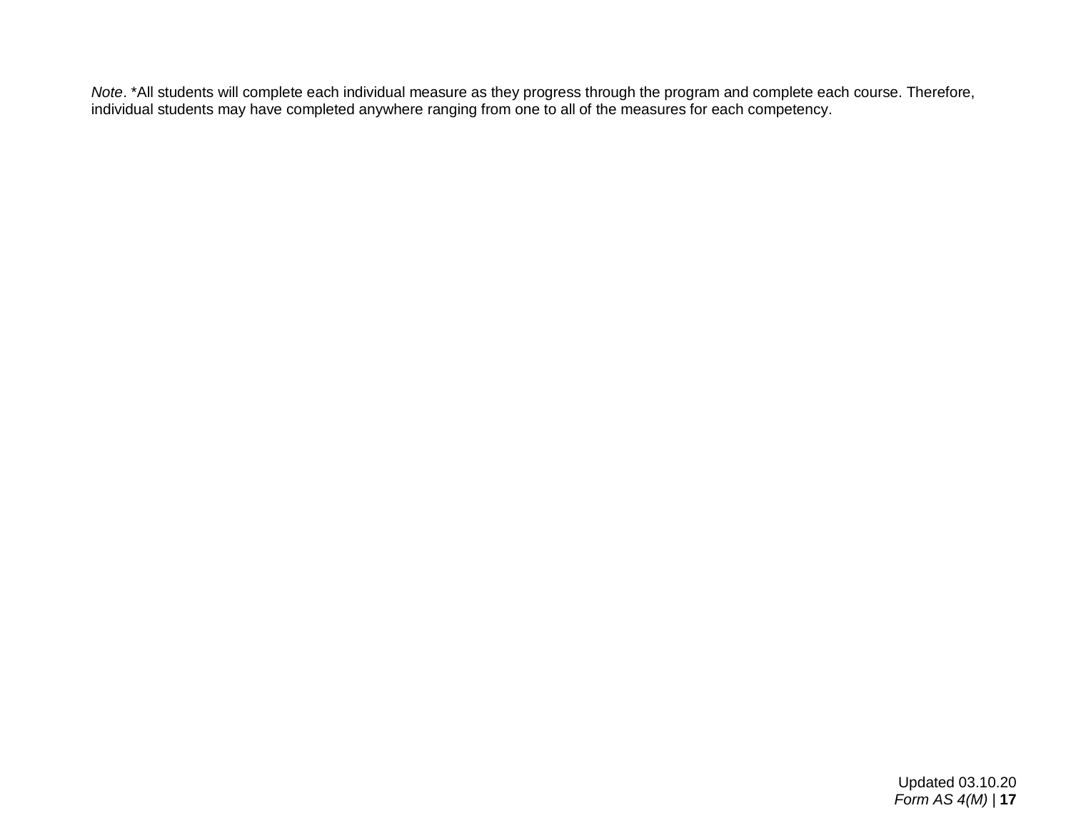*Note*. *All students will complete each individual measure as they progress through the program and complete each course. Therefore, individual students may have completed anywhere ranging from one to all of the measures for each competency.